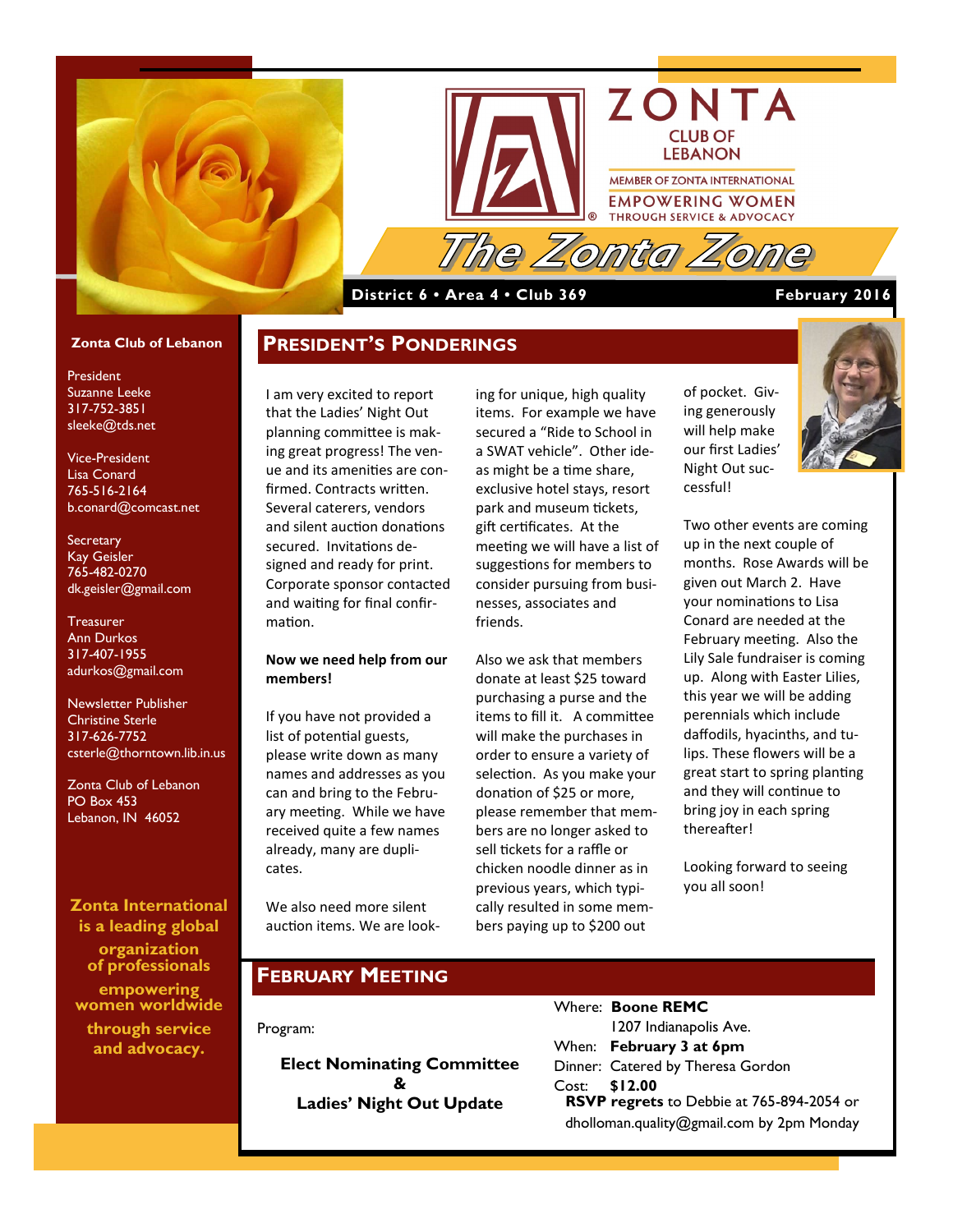# ZONTA CLUB OF LEBANON

MEMBER OF ZONTA INTERNATIONAL

EMPOWERING WOMEN THROUGH SERVICE & ADVOCACY

# The Zonta Zone

**District 6 • Area 4 • Club 369** — **February 2016**

**Zonta Club of Lebanon**

President
Suzanne Leeke
317-752-3851
sleeke@tds.net

Vice-President
Lisa Conard
765-516-2164
b.conard@comcast.net

Secretary
Kay Geisler
765-482-0270
dk.geisler@gmail.com

Treasurer
Ann Durkos
317-407-1955
adurkos@gmail.com

Newsletter Publisher
Christine Sterle
317-626-7752
csterle@thorntown.lib.in.us

Zonta Club of Lebanon
PO Box 453
Lebanon, IN 46052

**Zonta International is a leading global organization of professionals empowering women worldwide through service and advocacy.**

## PRESIDENT'S PONDERINGS

I am very excited to report that the Ladies' Night Out planning committee is making great progress! The venue and its amenities are confirmed. Contracts written. Several caterers, vendors and silent auction donations secured. Invitations designed and ready for print. Corporate sponsor contacted and waiting for final confirmation.

**Now we need help from our members!**

If you have not provided a list of potential guests, please write down as many names and addresses as you can and bring to the February meeting. While we have received quite a few names already, many are duplicates.

We also need more silent auction items. We are looking for unique, high quality items. For example we have secured a "Ride to School in a SWAT vehicle". Other ideas might be a time share, exclusive hotel stays, resort park and museum tickets, gift certificates. At the meeting we will have a list of suggestions for members to consider pursuing from businesses, associates and friends.

Also we ask that members donate at least $25 toward purchasing a purse and the items to fill it. A committee will make the purchases in order to ensure a variety of selection. As you make your donation of $25 or more, please remember that members are no longer asked to sell tickets for a raffle or chicken noodle dinner as in previous years, which typically resulted in some members paying up to $200 out of pocket. Giving generously will help make our first Ladies' Night Out successful!

Two other events are coming up in the next couple of months. Rose Awards will be given out March 2. Have your nominations to Lisa Conard are needed at the February meeting. Also the Lily Sale fundraiser is coming up. Along with Easter Lilies, this year we will be adding perennials which include daffodils, hyacinths, and tulips. These flowers will be a great start to spring planting and they will continue to bring joy in each spring thereafter!

Looking forward to seeing you all soon!

## FEBRUARY MEETING

Program:

**Elect Nominating Committee**
**&**
**Ladies' Night Out Update**

Where: **Boone REMC**
1207 Indianapolis Ave.
When: **February 3 at 6pm**
Dinner: Catered by Theresa Gordon
Cost: **$12.00**
**RSVP regrets** to Debbie at 765-894-2054 or dholloman.quality@gmail.com by 2pm Monday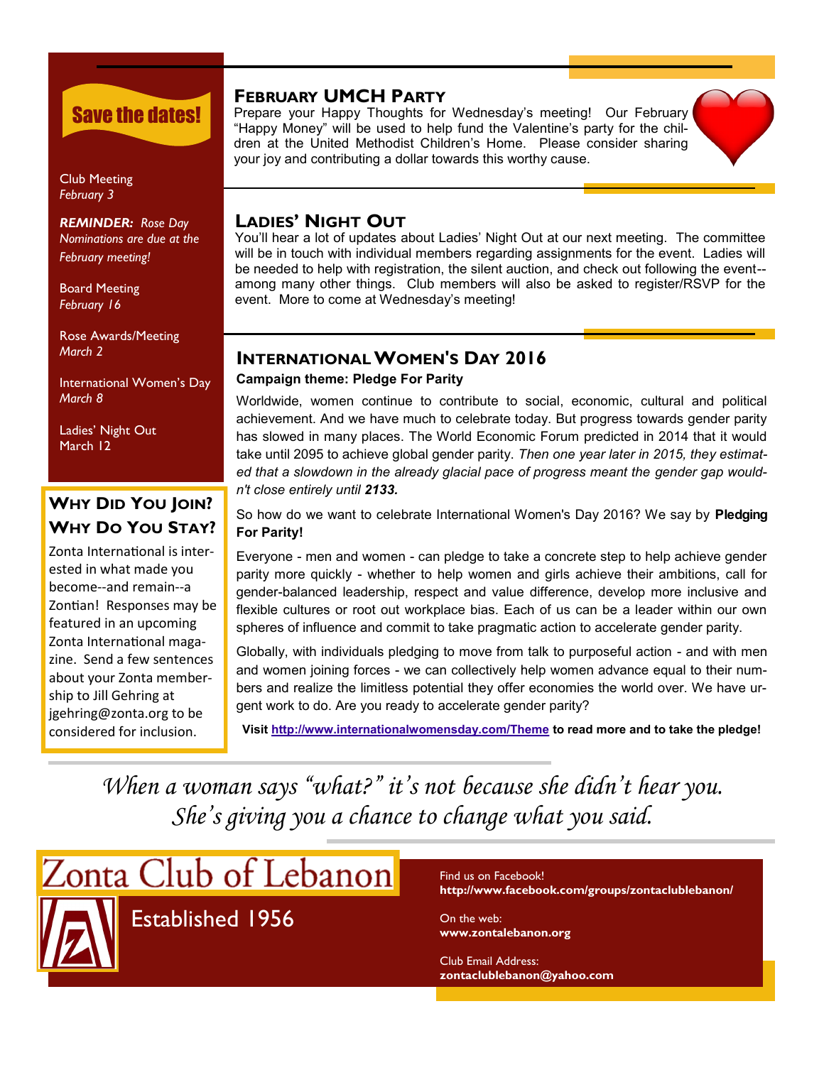## Save the dates!

Club Meeting
*February 3*

***REMINDER:** Rose Day Nominations are due at the February meeting!*

Board Meeting
*February 16*

Rose Awards/Meeting
*March 2*

International Women's Day
*March 8*

Ladies' Night Out
March 12

## Why Did You Join? Why Do You Stay?

Zonta International is interested in what made you become--and remain--a Zontian! Responses may be featured in an upcoming Zonta International magazine. Send a few sentences about your Zonta membership to Jill Gehring at jgehring@zonta.org to be considered for inclusion.

## February UMCH Party

Prepare your Happy Thoughts for Wednesday's meeting! Our February "Happy Money" will be used to help fund the Valentine's party for the children at the United Methodist Children's Home. Please consider sharing your joy and contributing a dollar towards this worthy cause.

## Ladies' Night Out

You'll hear a lot of updates about Ladies' Night Out at our next meeting. The committee will be in touch with individual members regarding assignments for the event. Ladies will be needed to help with registration, the silent auction, and check out following the event--among many other things. Club members will also be asked to register/RSVP for the event. More to come at Wednesday's meeting!

## International Women's Day 2016

**Campaign theme: Pledge For Parity**

Worldwide, women continue to contribute to social, economic, cultural and political achievement. And we have much to celebrate today. But progress towards gender parity has slowed in many places. The World Economic Forum predicted in 2014 that it would take until 2095 to achieve global gender parity. *Then one year later in 2015, they estimated that a slowdown in the already glacial pace of progress meant the gender gap wouldn't close entirely until **2133.***

So how do we want to celebrate International Women's Day 2016? We say by **Pledging For Parity!**

Everyone - men and women - can pledge to take a concrete step to help achieve gender parity more quickly - whether to help women and girls achieve their ambitions, call for gender-balanced leadership, respect and value difference, develop more inclusive and flexible cultures or root out workplace bias. Each of us can be a leader within our own spheres of influence and commit to take pragmatic action to accelerate gender parity.

Globally, with individuals pledging to move from talk to purposeful action - and with men and women joining forces - we can collectively help women advance equal to their numbers and realize the limitless potential they offer economies the world over. We have urgent work to do. Are you ready to accelerate gender parity?

**Visit http://www.internationalwomensday.com/Theme to read more and to take the pledge!**

*When a woman says "what?" it's not because she didn't hear you. She's giving you a chance to change what you said.*

# Zonta Club of Lebanon

Established 1956

Find us on Facebook!
**http://www.facebook.com/groups/zontaclublebanon/**

On the web:
**www.zontalebanon.org**

Club Email Address:
**zontaclublebanon@yahoo.com**